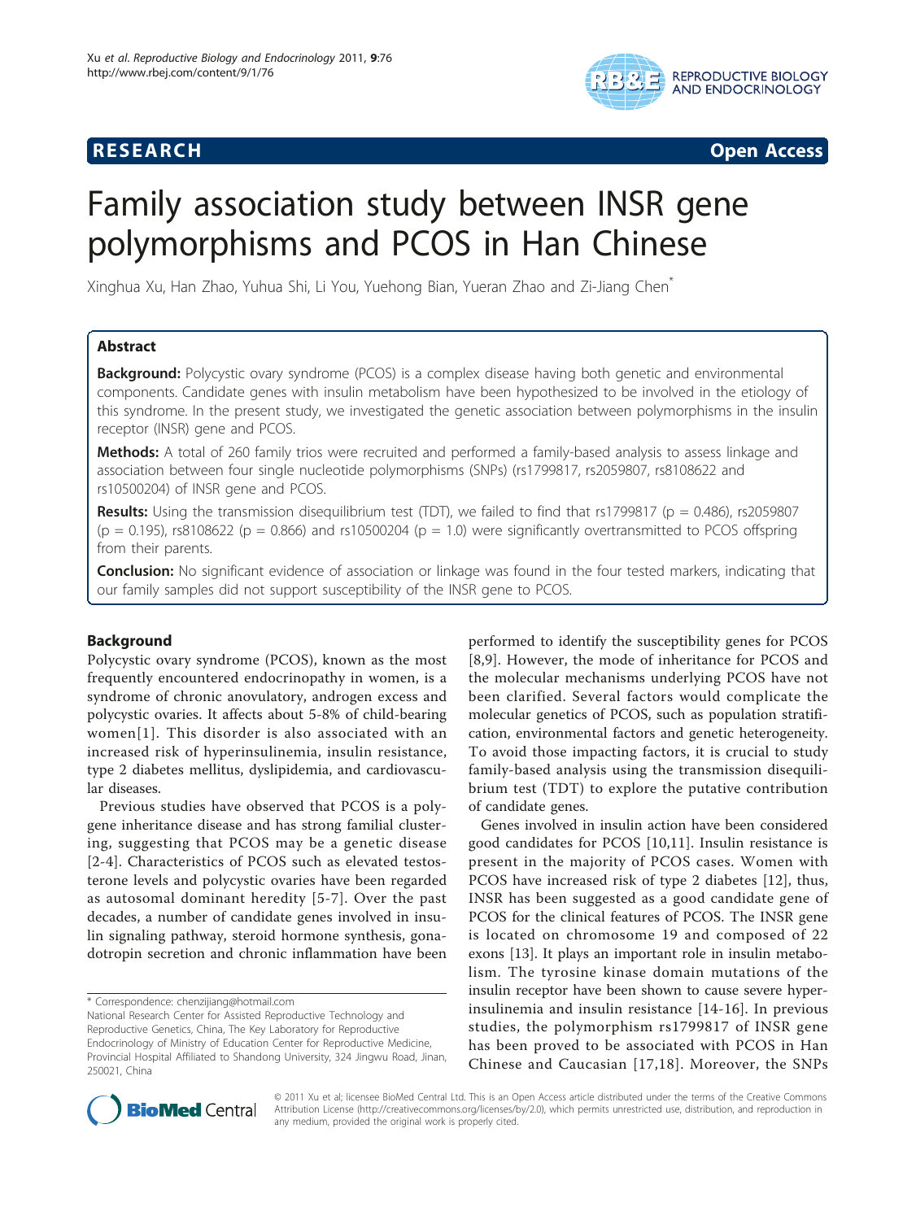# RESEARCH Open Access

# Family association study between INSR gene polymorphisms and PCOS in Han Chinese

Xinghua Xu, Han Zhao, Yuhua Shi, Li You, Yuehong Bian, Yueran Zhao and Zi-Jiang Chen*

## Abstract

**Background:** Polycystic ovary syndrome (PCOS) is a complex disease having both genetic and environmental components. Candidate genes with insulin metabolism have been hypothesized to be involved in the etiology of this syndrome. In the present study, we investigated the genetic association between polymorphisms in the insulin receptor (INSR) gene and PCOS.

**Methods:** A total of 260 family trios were recruited and performed a family-based analysis to assess linkage and association between four single nucleotide polymorphisms (SNPs) (rs1799817, rs2059807, rs8108622 and rs10500204) of INSR gene and PCOS.

**Results:** Using the transmission disequilibrium test (TDT), we failed to find that rs1799817 (p = 0.486), rs2059807 (p = 0.195), rs8108622 (p = 0.866) and rs10500204 (p = 1.0) were significantly overtransmitted to PCOS offspring from their parents.

**Conclusion:** No significant evidence of association or linkage was found in the four tested markers, indicating that our family samples did not support susceptibility of the INSR gene to PCOS.

## Background

Polycystic ovary syndrome (PCOS), known as the most frequently encountered endocrinopathy in women, is a syndrome of chronic anovulatory, androgen excess and polycystic ovaries. It affects about 5-8% of child-bearing women[1]. This disorder is also associated with an increased risk of hyperinsulinemia, insulin resistance, type 2 diabetes mellitus, dyslipidemia, and cardiovascular diseases.

Previous studies have observed that PCOS is a polygene inheritance disease and has strong familial clustering, suggesting that PCOS may be a genetic disease [2-4]. Characteristics of PCOS such as elevated testosterone levels and polycystic ovaries have been regarded as autosomal dominant heredity [5-7]. Over the past decades, a number of candidate genes involved in insulin signaling pathway, steroid hormone synthesis, gonadotropin secretion and chronic inflammation have been performed to identify the susceptibility genes for PCOS [8,9]. However, the mode of inheritance for PCOS and the molecular mechanisms underlying PCOS have not been clarified. Several factors would complicate the molecular genetics of PCOS, such as population stratification, environmental factors and genetic heterogeneity. To avoid those impacting factors, it is crucial to study family-based analysis using the transmission disequilibrium test (TDT) to explore the putative contribution of candidate genes.

Genes involved in insulin action have been considered good candidates for PCOS [10,11]. Insulin resistance is present in the majority of PCOS cases. Women with PCOS have increased risk of type 2 diabetes [12], thus, INSR has been suggested as a good candidate gene of PCOS for the clinical features of PCOS. The INSR gene is located on chromosome 19 and composed of 22 exons [13]. It plays an important role in insulin metabolism. The tyrosine kinase domain mutations of the insulin receptor have been shown to cause severe hyperinsulinemia and insulin resistance [14-16]. In previous studies, the polymorphism rs1799817 of INSR gene has been proved to be associated with PCOS in Han Chinese and Caucasian [17,18]. Moreover, the SNPs

* Correspondence: chenzijiang@hotmail.com

National Research Center for Assisted Reproductive Technology and Reproductive Genetics, China, The Key Laboratory for Reproductive Endocrinology of Ministry of Education Center for Reproductive Medicine, Provincial Hospital Affiliated to Shandong University, 324 Jingwu Road, Jinan, 250021, China

© 2011 Xu et al; licensee BioMed Central Ltd. This is an Open Access article distributed under the terms of the Creative Commons Attribution License (http://creativecommons.org/licenses/by/2.0), which permits unrestricted use, distribution, and reproduction in any medium, provided the original work is properly cited.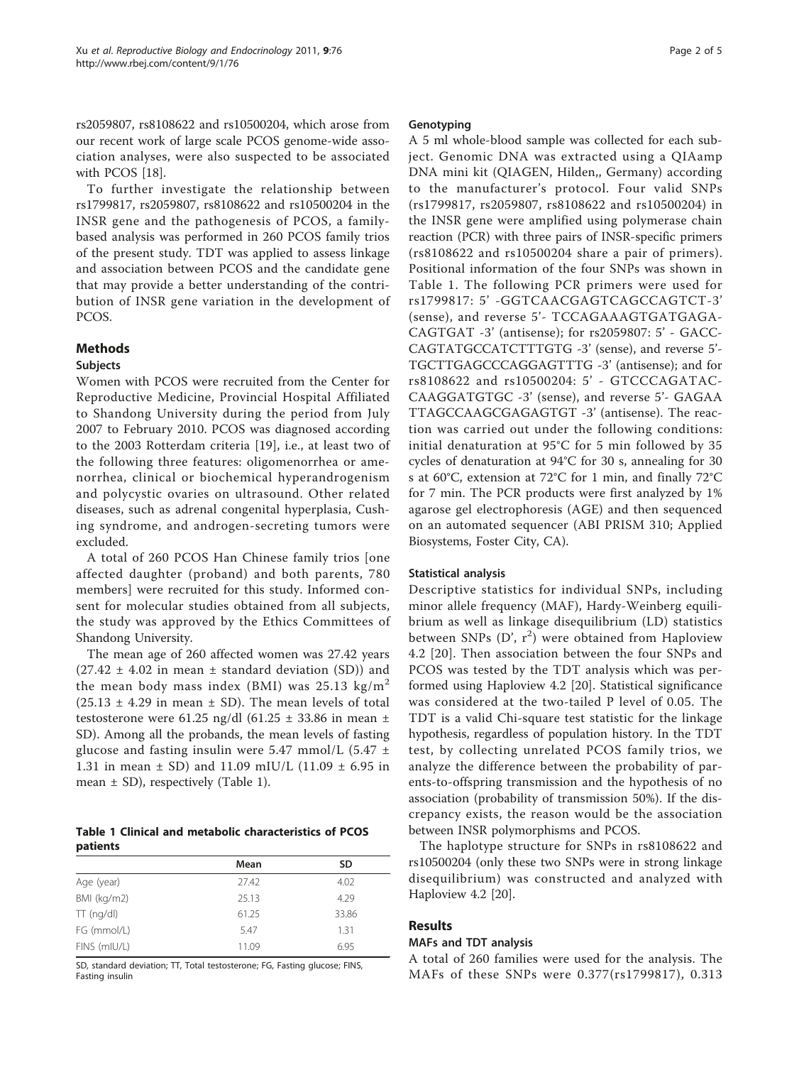rs2059807, rs8108622 and rs10500204, which arose from our recent work of large scale PCOS genome-wide association analyses, were also suspected to be associated with PCOS [18].

To further investigate the relationship between rs1799817, rs2059807, rs8108622 and rs10500204 in the INSR gene and the pathogenesis of PCOS, a family-based analysis was performed in 260 PCOS family trios of the present study. TDT was applied to assess linkage and association between PCOS and the candidate gene that may provide a better understanding of the contribution of INSR gene variation in the development of PCOS.

## Methods

### Subjects

Women with PCOS were recruited from the Center for Reproductive Medicine, Provincial Hospital Affiliated to Shandong University during the period from July 2007 to February 2010. PCOS was diagnosed according to the 2003 Rotterdam criteria [19], i.e., at least two of the following three features: oligomenorrhea or amenorrhea, clinical or biochemical hyperandrogenism and polycystic ovaries on ultrasound. Other related diseases, such as adrenal congenital hyperplasia, Cushing syndrome, and androgen-secreting tumors were excluded.

A total of 260 PCOS Han Chinese family trios [one affected daughter (proband) and both parents, 780 members] were recruited for this study. Informed consent for molecular studies obtained from all subjects, the study was approved by the Ethics Committees of Shandong University.

The mean age of 260 affected women was 27.42 years (27.42 ± 4.02 in mean ± standard deviation (SD)) and the mean body mass index (BMI) was 25.13 kg/m$^2$ (25.13 ± 4.29 in mean ± SD). The mean levels of total testosterone were 61.25 ng/dl (61.25 ± 33.86 in mean ± SD). Among all the probands, the mean levels of fasting glucose and fasting insulin were 5.47 mmol/L (5.47 ± 1.31 in mean ± SD) and 11.09 mIU/L (11.09 ± 6.95 in mean ± SD), respectively (Table 1).

**Table 1 Clinical and metabolic characteristics of PCOS patients**

| | Mean | SD |
|---|---|---|
| Age (year) | 27.42 | 4.02 |
| BMI (kg/m2) | 25.13 | 4.29 |
| TT (ng/dl) | 61.25 | 33.86 |
| FG (mmol/L) | 5.47 | 1.31 |
| FINS (mIU/L) | 11.09 | 6.95 |

SD, standard deviation; TT, Total testosterone; FG, Fasting glucose; FINS, Fasting insulin

### Genotyping

A 5 ml whole-blood sample was collected for each subject. Genomic DNA was extracted using a QIAamp DNA mini kit (QIAGEN, Hilden,, Germany) according to the manufacturer's protocol. Four valid SNPs (rs1799817, rs2059807, rs8108622 and rs10500204) in the INSR gene were amplified using polymerase chain reaction (PCR) with three pairs of INSR-specific primers (rs8108622 and rs10500204 share a pair of primers). Positional information of the four SNPs was shown in Table 1. The following PCR primers were used for rs1799817: 5' -GGTCAACGAGTCAGCCAGTCT-3' (sense), and reverse 5'- TCCAGAAAGTGATGAGA-CAGTGAT -3' (antisense); for rs2059807: 5' - GACC-CAGTATGCCATCTTTGTG -3' (sense), and reverse 5'-TGCTTGAGCCCAGGAGTTTG -3' (antisense); and for rs8108622 and rs10500204: 5' - GTCCCAGATAC-CAAGGATGTGC -3' (sense), and reverse 5'- GAGAA TTAGCCAAGCGAGAGTGT -3' (antisense). The reaction was carried out under the following conditions: initial denaturation at 95°C for 5 min followed by 35 cycles of denaturation at 94°C for 30 s, annealing for 30 s at 60°C, extension at 72°C for 1 min, and finally 72°C for 7 min. The PCR products were first analyzed by 1% agarose gel electrophoresis (AGE) and then sequenced on an automated sequencer (ABI PRISM 310; Applied Biosystems, Foster City, CA).

### Statistical analysis

Descriptive statistics for individual SNPs, including minor allele frequency (MAF), Hardy-Weinberg equilibrium as well as linkage disequilibrium (LD) statistics between SNPs (D', $r^2$) were obtained from Haploview 4.2 [20]. Then association between the four SNPs and PCOS was tested by the TDT analysis which was performed using Haploview 4.2 [20]. Statistical significance was considered at the two-tailed P level of 0.05. The TDT is a valid Chi-square test statistic for the linkage hypothesis, regardless of population history. In the TDT test, by collecting unrelated PCOS family trios, we analyze the difference between the probability of parents-to-offspring transmission and the hypothesis of no association (probability of transmission 50%). If the discrepancy exists, the reason would be the association between INSR polymorphisms and PCOS.

The haplotype structure for SNPs in rs8108622 and rs10500204 (only these two SNPs were in strong linkage disequilibrium) was constructed and analyzed with Haploview 4.2 [20].

## Results

### MAFs and TDT analysis

A total of 260 families were used for the analysis. The MAFs of these SNPs were 0.377(rs1799817), 0.313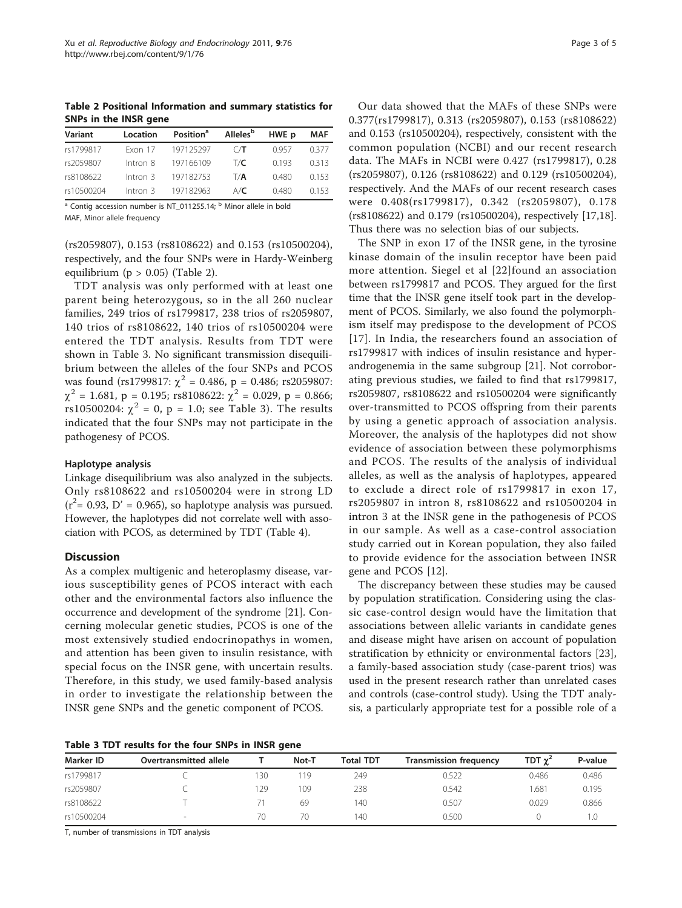**Table 2 Positional Information and summary statistics for SNPs in the INSR gene**

| Variant | Location | Position[a] | Alleles[b] | HWE p | MAF |
|---|---|---|---|---|---|
| rs1799817 | Exon 17 | 197125297 | C/**T** | 0.957 | 0.377 |
| rs2059807 | Intron 8 | 197166109 | T/**C** | 0.193 | 0.313 |
| rs8108622 | Intron 3 | 197182753 | T/**A** | 0.480 | 0.153 |
| rs10500204 | Intron 3 | 197182963 | A/**C** | 0.480 | 0.153 |

[a] Contig accession number is NT_011255.14; [b] Minor allele in bold

MAF, Minor allele frequency

(rs2059807), 0.153 (rs8108622) and 0.153 (rs10500204), respectively, and the four SNPs were in Hardy-Weinberg equilibrium ($p > 0.05$) (Table 2).

TDT analysis was only performed with at least one parent being heterozygous, so in the all 260 nuclear families, 249 trios of rs1799817, 238 trios of rs2059807, 140 trios of rs8108622, 140 trios of rs10500204 were entered the TDT analysis. Results from TDT were shown in Table 3. No significant transmission disequilibrium between the alleles of the four SNPs and PCOS was found (rs1799817: $\chi^2 = 0.486$, $p = 0.486$; rs2059807: $\chi^2 = 1.681$, $p = 0.195$; rs8108622: $\chi^2 = 0.029$, $p = 0.866$; rs10500204: $\chi^2 = 0$, $p = 1.0$; see Table 3). The results indicated that the four SNPs may not participate in the pathogenesy of PCOS.

#### Haplotype analysis

Linkage disequilibrium was also analyzed in the subjects. Only rs8108622 and rs10500204 were in strong LD ($r^2 = 0.93$, $D' = 0.965$), so haplotype analysis was pursued. However, the haplotypes did not correlate well with association with PCOS, as determined by TDT (Table 4).

## Discussion

As a complex multigenic and heteroplasmy disease, various susceptibility genes of PCOS interact with each other and the environmental factors also influence the occurrence and development of the syndrome [21]. Concerning molecular genetic studies, PCOS is one of the most extensively studied endocrinopathys in women, and attention has been given to insulin resistance, with special focus on the INSR gene, with uncertain results. Therefore, in this study, we used family-based analysis in order to investigate the relationship between the INSR gene SNPs and the genetic component of PCOS.

Our data showed that the MAFs of these SNPs were 0.377(rs1799817), 0.313 (rs2059807), 0.153 (rs8108622) and 0.153 (rs10500204), respectively, consistent with the common population (NCBI) and our recent research data. The MAFs in NCBI were 0.427 (rs1799817), 0.28 (rs2059807), 0.126 (rs8108622) and 0.129 (rs10500204), respectively. And the MAFs of our recent research cases were 0.408(rs1799817), 0.342 (rs2059807), 0.178 (rs8108622) and 0.179 (rs10500204), respectively [17,18]. Thus there was no selection bias of our subjects.

The SNP in exon 17 of the INSR gene, in the tyrosine kinase domain of the insulin receptor have been paid more attention. Siegel et al [22]found an association between rs1799817 and PCOS. They argued for the first time that the INSR gene itself took part in the development of PCOS. Similarly, we also found the polymorphism itself may predispose to the development of PCOS [17]. In India, the researchers found an association of rs1799817 with indices of insulin resistance and hyperandrogenemia in the same subgroup [21]. Not corroborating previous studies, we failed to find that rs1799817, rs2059807, rs8108622 and rs10500204 were significantly over-transmitted to PCOS offspring from their parents by using a genetic approach of association analysis. Moreover, the analysis of the haplotypes did not show evidence of association between these polymorphisms and PCOS. The results of the analysis of individual alleles, as well as the analysis of haplotypes, appeared to exclude a direct role of rs1799817 in exon 17, rs2059807 in intron 8, rs8108622 and rs10500204 in intron 3 at the INSR gene in the pathogenesis of PCOS in our sample. As well as a case-control association study carried out in Korean population, they also failed to provide evidence for the association between INSR gene and PCOS [12].

The discrepancy between these studies may be caused by population stratification. Considering using the classic case-control design would have the limitation that associations between allelic variants in candidate genes and disease might have arisen on account of population stratification by ethnicity or environmental factors [23], a family-based association study (case-parent trios) was used in the present research rather than unrelated cases and controls (case-control study). Using the TDT analysis, a particularly appropriate test for a possible role of a

**Table 3 TDT results for the four SNPs in INSR gene**

| Marker ID | Overtransmitted allele | T | Not-T | Total TDT | Transmission frequency | TDT $\chi^2$ | P-value |
|---|---|---|---|---|---|---|---|
| rs1799817 | C | 130 | 119 | 249 | 0.522 | 0.486 | 0.486 |
| rs2059807 | C | 129 | 109 | 238 | 0.542 | 1.681 | 0.195 |
| rs8108622 | T | 71 | 69 | 140 | 0.507 | 0.029 | 0.866 |
| rs10500204 | - | 70 | 70 | 140 | 0.500 | 0 | 1.0 |

T, number of transmissions in TDT analysis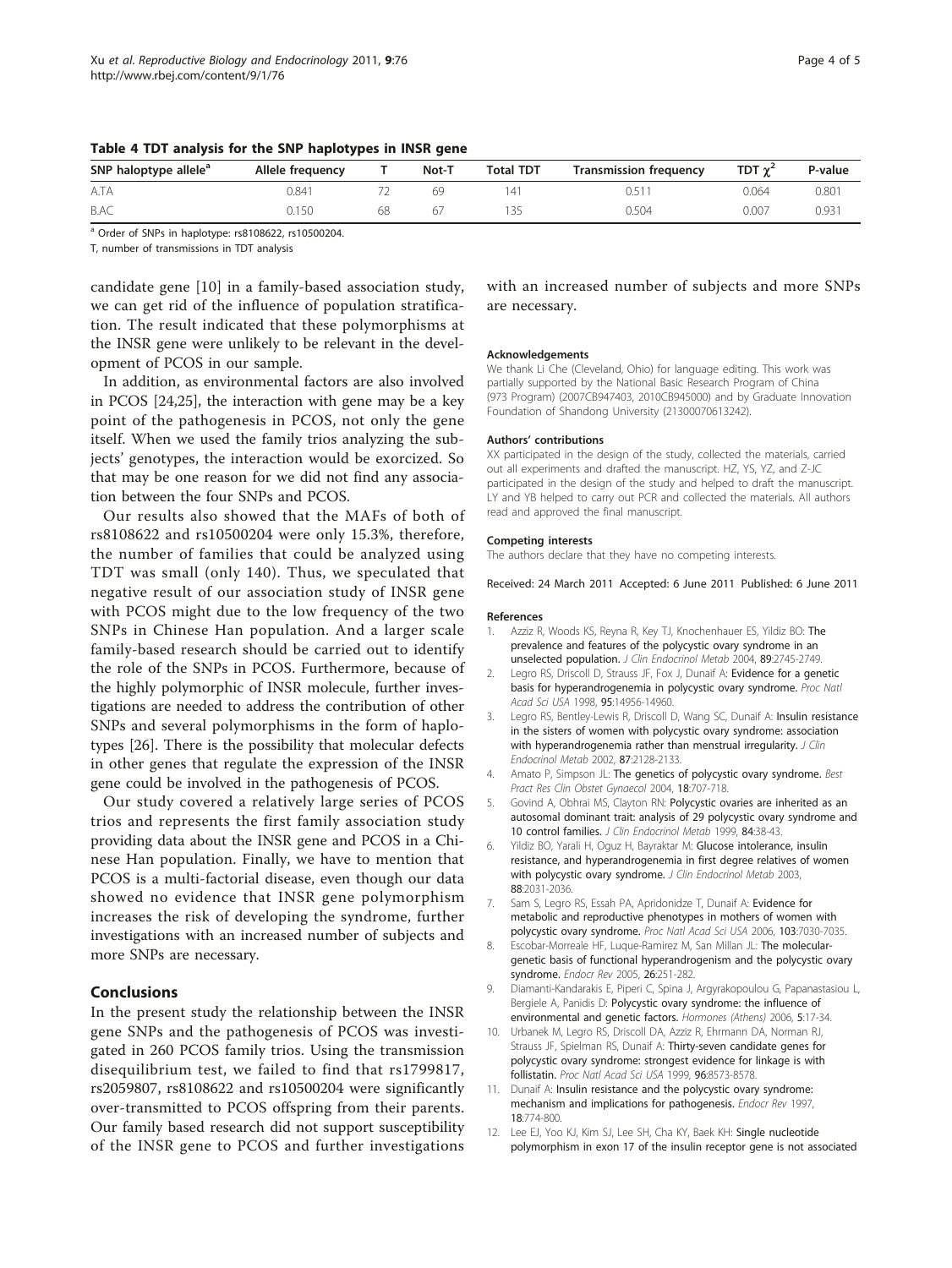**Table 4 TDT analysis for the SNP haplotypes in INSR gene**

| SNP haloptype allele[a] | Allele frequency | T | Not-T | Total TDT | Transmission frequency | TDT $\chi^2$ | P-value |
|---|---|---|---|---|---|---|---|
| A.TA | 0.841 | 72 | 69 | 141 | 0.511 | 0.064 | 0.801 |
| B.AC | 0.150 | 68 | 67 | 135 | 0.504 | 0.007 | 0.931 |

[a] Order of SNPs in haplotype: rs8108622, rs10500204.

T, number of transmissions in TDT analysis

candidate gene [10] in a family-based association study, we can get rid of the influence of population stratification. The result indicated that these polymorphisms at the INSR gene were unlikely to be relevant in the development of PCOS in our sample.

In addition, as environmental factors are also involved in PCOS [24,25], the interaction with gene may be a key point of the pathogenesis in PCOS, not only the gene itself. When we used the family trios analyzing the subjects' genotypes, the interaction would be exorcized. So that may be one reason for we did not find any association between the four SNPs and PCOS.

Our results also showed that the MAFs of both of rs8108622 and rs10500204 were only 15.3%, therefore, the number of families that could be analyzed using TDT was small (only 140). Thus, we speculated that negative result of our association study of INSR gene with PCOS might due to the low frequency of the two SNPs in Chinese Han population. And a larger scale family-based research should be carried out to identify the role of the SNPs in PCOS. Furthermore, because of the highly polymorphic of INSR molecule, further investigations are needed to address the contribution of other SNPs and several polymorphisms in the form of haplotypes [26]. There is the possibility that molecular defects in other genes that regulate the expression of the INSR gene could be involved in the pathogenesis of PCOS.

Our study covered a relatively large series of PCOS trios and represents the first family association study providing data about the INSR gene and PCOS in a Chinese Han population. Finally, we have to mention that PCOS is a multi-factorial disease, even though our data showed no evidence that INSR gene polymorphism increases the risk of developing the syndrome, further investigations with an increased number of subjects and more SNPs are necessary.

## Conclusions

In the present study the relationship between the INSR gene SNPs and the pathogenesis of PCOS was investigated in 260 PCOS family trios. Using the transmission disequilibrium test, we failed to find that rs1799817, rs2059807, rs8108622 and rs10500204 were significantly over-transmitted to PCOS offspring from their parents. Our family based research did not support susceptibility of the INSR gene to PCOS and further investigations with an increased number of subjects and more SNPs are necessary.

#### Acknowledgements

We thank Li Che (Cleveland, Ohio) for language editing. This work was partially supported by the National Basic Research Program of China (973 Program) (2007CB947403, 2010CB945000) and by Graduate Innovation Foundation of Shandong University (21300070613242).

#### Authors' contributions

XX participated in the design of the study, collected the materials, carried out all experiments and drafted the manuscript. HZ, YS, YZ, and Z-JC participated in the design of the study and helped to draft the manuscript. LY and YB helped to carry out PCR and collected the materials. All authors read and approved the final manuscript.

#### Competing interests

The authors declare that they have no competing interests.

Received: 24 March 2011 Accepted: 6 June 2011 Published: 6 June 2011

#### References

1. Azziz R, Woods KS, Reyna R, Key TJ, Knochenhauer ES, Yildiz BO: **The prevalence and features of the polycystic ovary syndrome in an unselected population.** *J Clin Endocrinol Metab* 2004, **89**:2745-2749.
2. Legro RS, Driscoll D, Strauss JF, Fox J, Dunaif A: **Evidence for a genetic basis for hyperandrogenemia in polycystic ovary syndrome.** *Proc Natl Acad Sci USA* 1998, **95**:14956-14960.
3. Legro RS, Bentley-Lewis R, Driscoll D, Wang SC, Dunaif A: **Insulin resistance in the sisters of women with polycystic ovary syndrome: association with hyperandrogenemia rather than menstrual irregularity.** *J Clin Endocrinol Metab* 2002, **87**:2128-2133.
4. Amato P, Simpson JL: **The genetics of polycystic ovary syndrome.** *Best Pract Res Clin Obstet Gynaecol* 2004, **18**:707-718.
5. Govind A, Obhrai MS, Clayton RN: **Polycystic ovaries are inherited as an autosomal dominant trait: analysis of 29 polycystic ovary syndrome and 10 control families.** *J Clin Endocrinol Metab* 1999, **84**:38-43.
6. Yildiz BO, Yarali H, Oguz H, Bayraktar M: **Glucose intolerance, insulin resistance, and hyperandrogenemia in first degree relatives of women with polycystic ovary syndrome.** *J Clin Endocrinol Metab* 2003, **88**:2031-2036.
7. Sam S, Legro RS, Essah PA, Apridonidze T, Dunaif A: **Evidence for metabolic and reproductive phenotypes in mothers of women with polycystic ovary syndrome.** *Proc Natl Acad Sci USA* 2006, **103**:7030-7035.
8. Escobar-Morreale HF, Luque-Ramirez M, San Millan JL: **The molecular-genetic basis of functional hyperandrogenism and the polycystic ovary syndrome.** *Endocr Rev* 2005, **26**:251-282.
9. Diamanti-Kandarakis E, Piperi C, Spina J, Argyrakopoulou G, Papanastasiou L, Bergiele A, Panidis D: **Polycystic ovary syndrome: the influence of environmental and genetic factors.** *Hormones (Athens)* 2006, **5**:17-34.
10. Urbanek M, Legro RS, Driscoll DA, Azziz R, Ehrmann DA, Norman RJ, Strauss JF, Spielman RS, Dunaif A: **Thirty-seven candidate genes for polycystic ovary syndrome: strongest evidence for linkage is with follistatin.** *Proc Natl Acad Sci USA* 1999, **96**:8573-8578.
11. Dunaif A: **Insulin resistance and the polycystic ovary syndrome: mechanism and implications for pathogenesis.** *Endocr Rev* 1997, **18**:774-800.
12. Lee EJ, Yoo KJ, Kim SJ, Lee SH, Cha KY, Baek KH: **Single nucleotide polymorphism in exon 17 of the insulin receptor gene is not associated**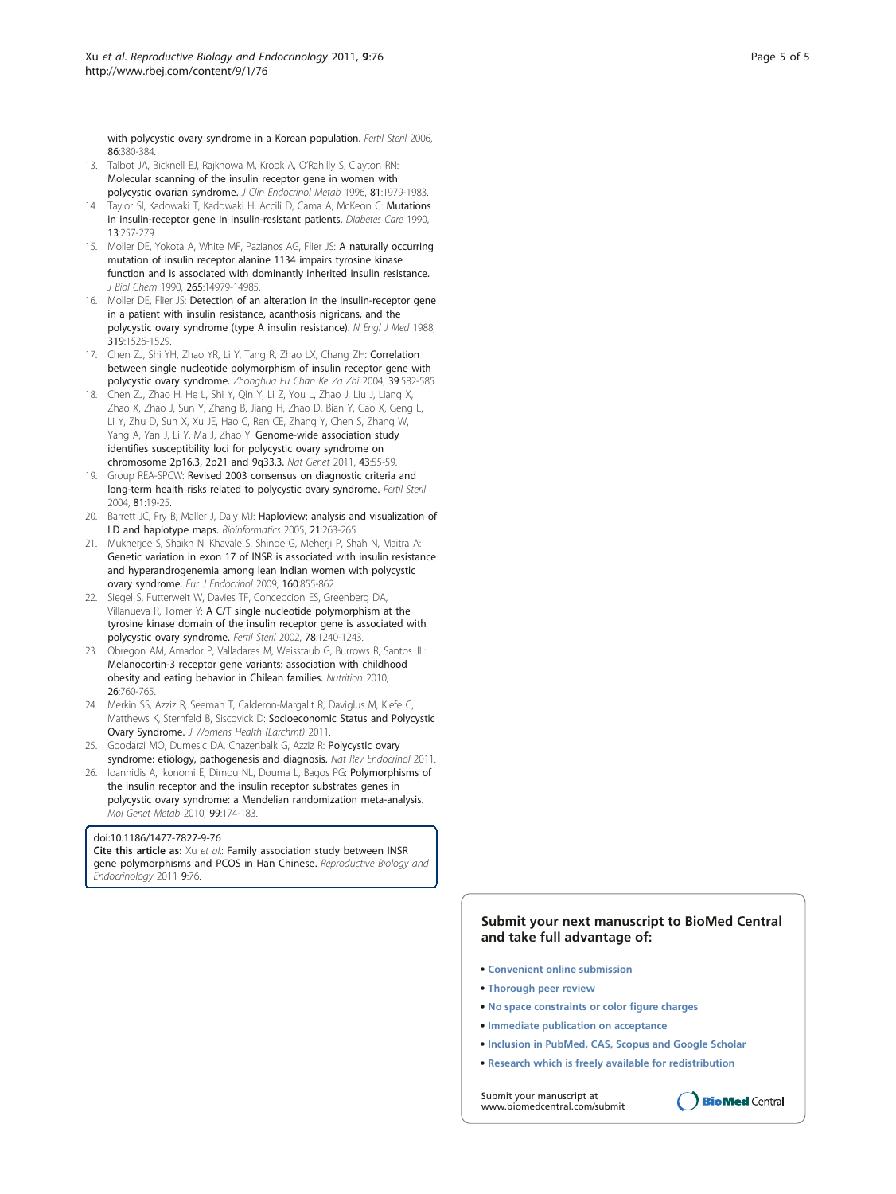with polycystic ovary syndrome in a Korean population. *Fertil Steril* 2006, **86**:380-384.

13. Talbot JA, Bicknell EJ, Rajkhowa M, Krook A, O'Rahilly S, Clayton RN: Molecular scanning of the insulin receptor gene in women with polycystic ovarian syndrome. *J Clin Endocrinol Metab* 1996, **81**:1979-1983.
14. Taylor SI, Kadowaki T, Kadowaki H, Accili D, Cama A, McKeon C: Mutations in insulin-receptor gene in insulin-resistant patients. *Diabetes Care* 1990, **13**:257-279.
15. Moller DE, Yokota A, White MF, Pazianos AG, Flier JS: A naturally occurring mutation of insulin receptor alanine 1134 impairs tyrosine kinase function and is associated with dominantly inherited insulin resistance. *J Biol Chem* 1990, **265**:14979-14985.
16. Moller DE, Flier JS: Detection of an alteration in the insulin-receptor gene in a patient with insulin resistance, acanthosis nigricans, and the polycystic ovary syndrome (type A insulin resistance). *N Engl J Med* 1988, **319**:1526-1529.
17. Chen ZJ, Shi YH, Zhao YR, Li Y, Tang R, Zhao LX, Chang ZH: Correlation between single nucleotide polymorphism of insulin receptor gene with polycystic ovary syndrome. *Zhonghua Fu Chan Ke Za Zhi* 2004, **39**:582-585.
18. Chen ZJ, Zhao H, He L, Shi Y, Qin Y, Li Z, You L, Zhao J, Liu J, Liang X, Zhao X, Zhao J, Sun Y, Zhang B, Jiang H, Zhao D, Bian Y, Gao X, Geng L, Li Y, Zhu D, Sun X, Xu JE, Hao C, Ren CE, Zhang Y, Chen S, Zhang W, Yang A, Yan J, Li Y, Ma J, Zhao Y: Genome-wide association study identifies susceptibility loci for polycystic ovary syndrome on chromosome 2p16.3, 2p21 and 9q33.3. *Nat Genet* 2011, **43**:55-59.
19. Group REA-SPCW: Revised 2003 consensus on diagnostic criteria and long-term health risks related to polycystic ovary syndrome. *Fertil Steril* 2004, **81**:19-25.
20. Barrett JC, Fry B, Maller J, Daly MJ: Haploview: analysis and visualization of LD and haplotype maps. *Bioinformatics* 2005, **21**:263-265.
21. Mukherjee S, Shaikh N, Khavale S, Shinde G, Meherji P, Shah N, Maitra A: Genetic variation in exon 17 of INSR is associated with insulin resistance and hyperandrogenemia among lean Indian women with polycystic ovary syndrome. *Eur J Endocrinol* 2009, **160**:855-862.
22. Siegel S, Futterweit W, Davies TF, Concepcion ES, Greenberg DA, Villanueva R, Tomer Y: A C/T single nucleotide polymorphism at the tyrosine kinase domain of the insulin receptor gene is associated with polycystic ovary syndrome. *Fertil Steril* 2002, **78**:1240-1243.
23. Obregon AM, Amador P, Valladares M, Weisstaub G, Burrows R, Santos JL: Melanocortin-3 receptor gene variants: association with childhood obesity and eating behavior in Chilean families. *Nutrition* 2010, **26**:760-765.
24. Merkin SS, Azziz R, Seeman T, Calderon-Margalit R, Daviglus M, Kiefe C, Matthews K, Sternfeld B, Siscovick D: Socioeconomic Status and Polycystic Ovary Syndrome. *J Womens Health (Larchmt)* 2011.
25. Goodarzi MO, Dumesic DA, Chazenbalk G, Azziz R: Polycystic ovary syndrome: etiology, pathogenesis and diagnosis. *Nat Rev Endocrinol* 2011.
26. Ioannidis A, Ikonomi E, Dimou NL, Douma L, Bagos PG: Polymorphisms of the insulin receptor and the insulin receptor substrates genes in polycystic ovary syndrome: a Mendelian randomization meta-analysis. *Mol Genet Metab* 2010, **99**:174-183.

doi:10.1186/1477-7827-9-76

**Cite this article as:** Xu *et al.*: Family association study between INSR gene polymorphisms and PCOS in Han Chinese. *Reproductive Biology and Endocrinology* 2011 **9**:76.

**Submit your next manuscript to BioMed Central and take full advantage of:**

- Convenient online submission
- Thorough peer review
- No space constraints or color figure charges
- Immediate publication on acceptance
- Inclusion in PubMed, CAS, Scopus and Google Scholar
- Research which is freely available for redistribution

Submit your manuscript at
www.biomedcentral.com/submit

BioMed Central